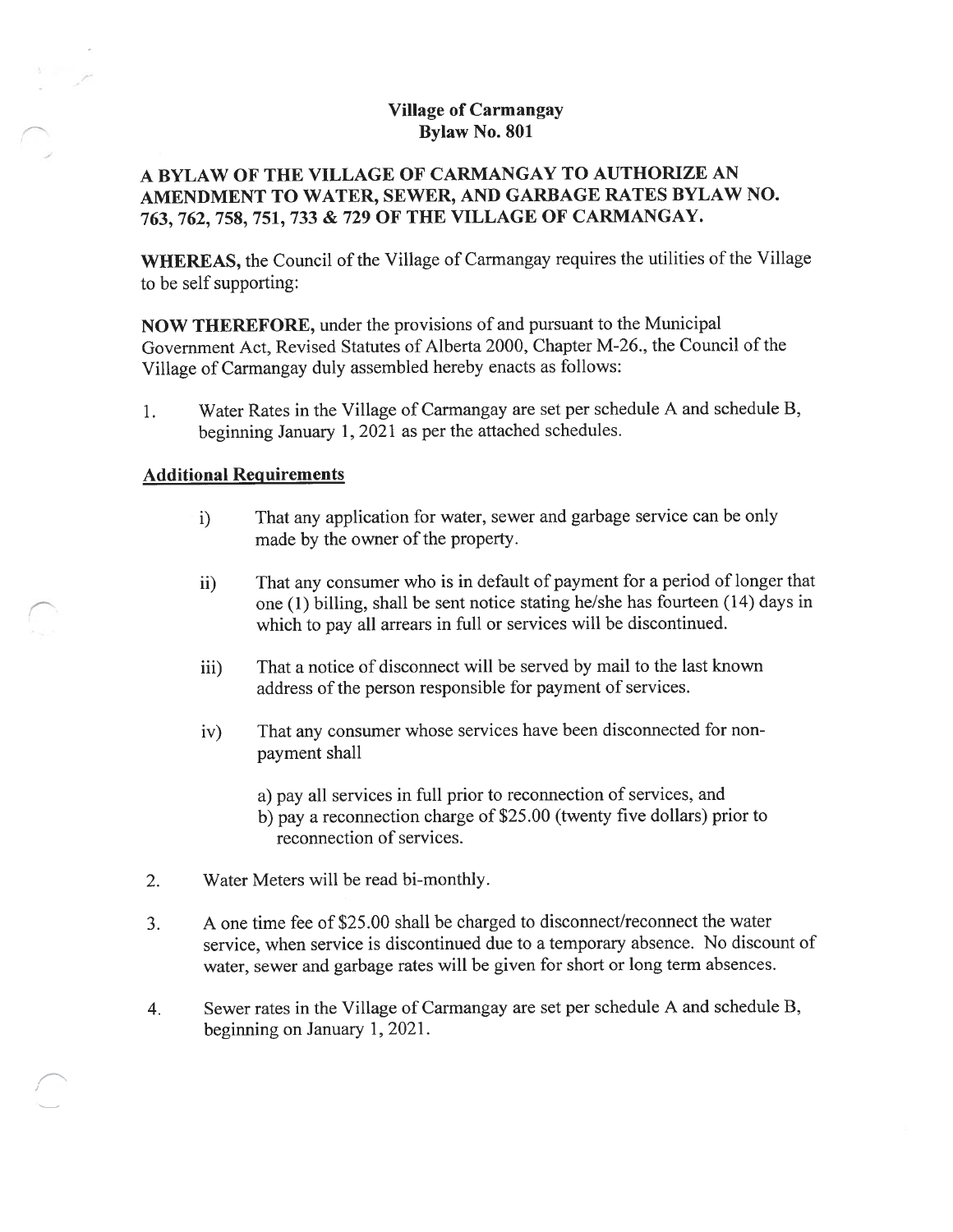# Village of Carmangay
## Bylaw No. 801

### A BYLAW OF THE VILLAGE OF CARMANGAY TO AUTHORIZE AN AMENDMENT TO WATER, SEWER, AND GARBAGE RATES BYLAW NO. 763, 762, 758, 751, 733 & 729 OF THE VILLAGE OF CARMANGAY.

**WHEREAS,** the Council of the Village of Carmangay requires the utilities of the Village to be self supporting:

**NOW THEREFORE,** under the provisions of and pursuant to the Municipal Government Act, Revised Statutes of Alberta 2000, Chapter M-26., the Council of the Village of Carmangay duly assembled hereby enacts as follows:

1. Water Rates in the Village of Carmangay are set per schedule A and schedule B, beginning January 1, 2021 as per the attached schedules.

**Additional Requirements**

i) That any application for water, sewer and garbage service can be only made by the owner of the property.

ii) That any consumer who is in default of payment for a period of longer that one (1) billing, shall be sent notice stating he/she has fourteen (14) days in which to pay all arrears in full or services will be discontinued.

iii) That a notice of disconnect will be served by mail to the last known address of the person responsible for payment of services.

iv) That any consumer whose services have been disconnected for non-payment shall

a) pay all services in full prior to reconnection of services, and
b) pay a reconnection charge of $25.00 (twenty five dollars) prior to reconnection of services.

2. Water Meters will be read bi-monthly.

3. A one time fee of $25.00 shall be charged to disconnect/reconnect the water service, when service is discontinued due to a temporary absence. No discount of water, sewer and garbage rates will be given for short or long term absences.

4. Sewer rates in the Village of Carmangay are set per schedule A and schedule B, beginning on January 1, 2021.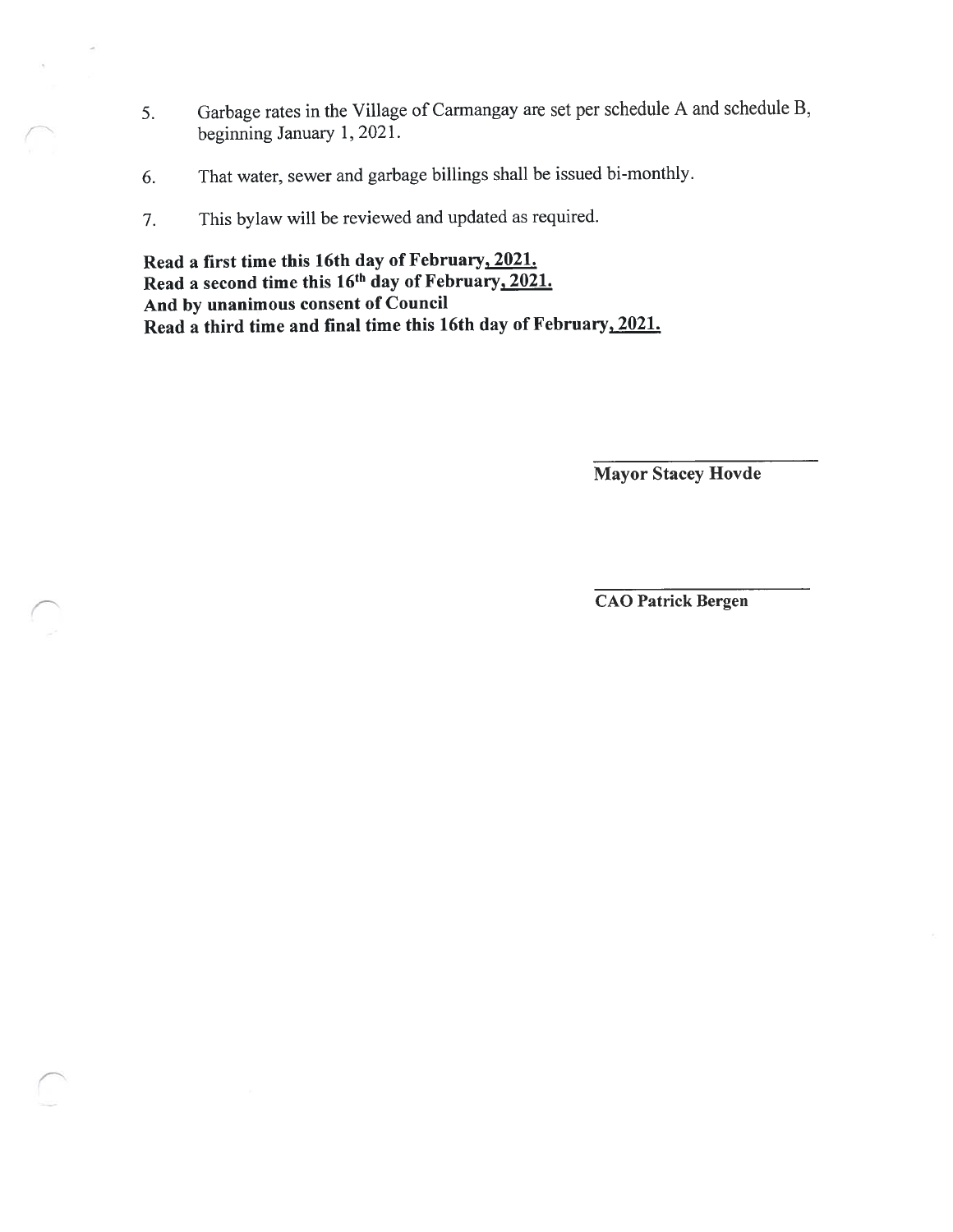5. Garbage rates in the Village of Carmangay are set per schedule A and schedule B, beginning January 1, 2021.

6. That water, sewer and garbage billings shall be issued bi-monthly.

7. This bylaw will be reviewed and updated as required.

**Read a first time this 16th day of February, 2021.**
**Read a second time this 16th day of February, 2021.**
**And by unanimous consent of Council**
**Read a third time and final time this 16th day of February, 2021.**

\_\_\_\_\_\_\_\_\_\_\_\_\_\_\_\_\_\_\_\_\_\_\_\_
**Mayor Stacey Hovde**

\_\_\_\_\_\_\_\_\_\_\_\_\_\_\_\_\_\_\_\_\_\_\_\_
**CAO Patrick Bergen**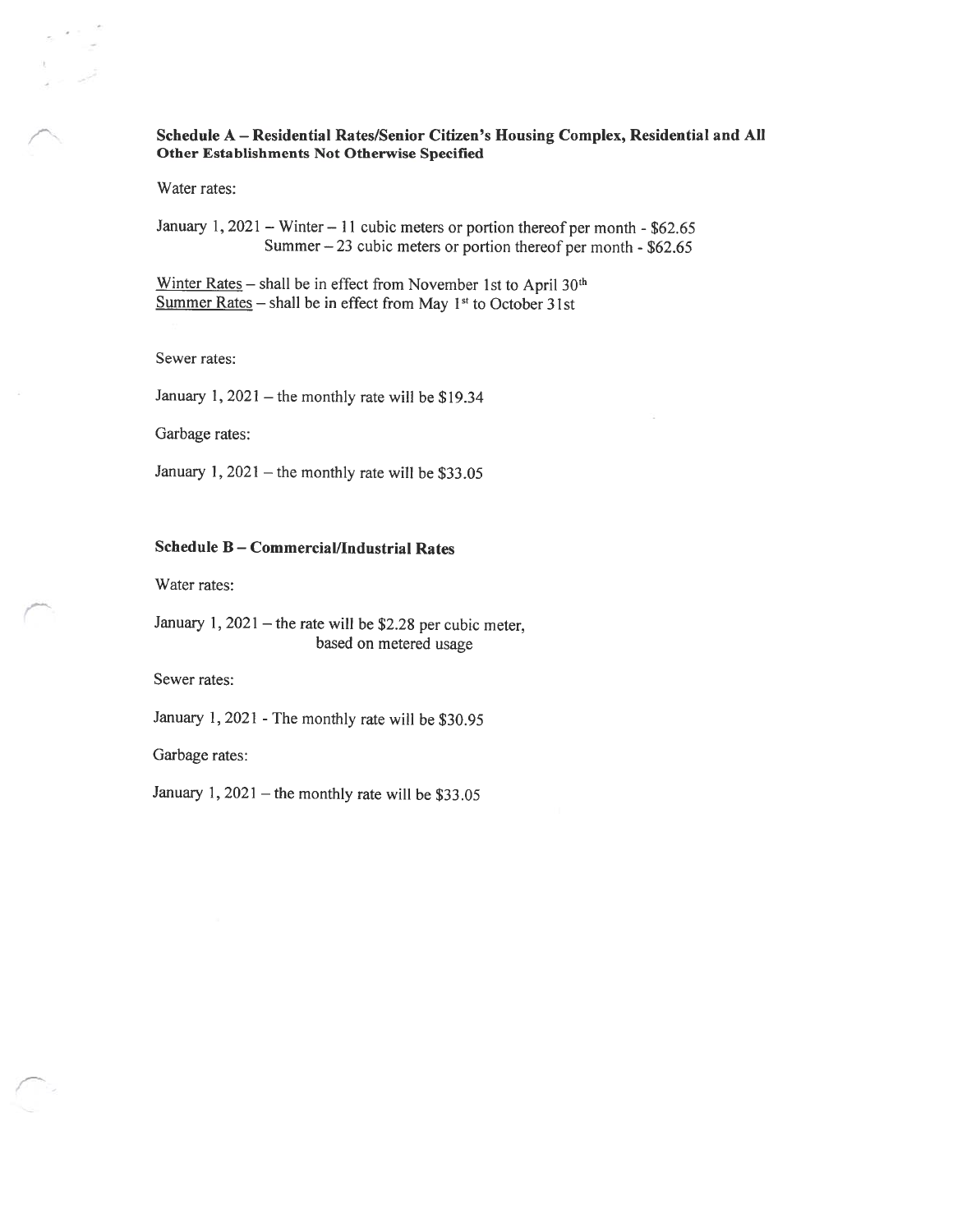### Schedule A – Residential Rates/Senior Citizen's Housing Complex, Residential and All Other Establishments Not Otherwise Specified

Water rates:

January 1, 2021 – Winter – 11 cubic meters or portion thereof per month - $62.65
Summer – 23 cubic meters or portion thereof per month - $62.65

Winter Rates – shall be in effect from November 1st to April 30th
Summer Rates – shall be in effect from May 1st to October 31st

Sewer rates:

January 1, 2021 – the monthly rate will be $19.34

Garbage rates:

January 1, 2021 – the monthly rate will be $33.05

### Schedule B – Commercial/Industrial Rates

Water rates:

January 1, 2021 – the rate will be $2.28 per cubic meter, based on metered usage

Sewer rates:

January 1, 2021 - The monthly rate will be $30.95

Garbage rates:

January 1, 2021 – the monthly rate will be $33.05